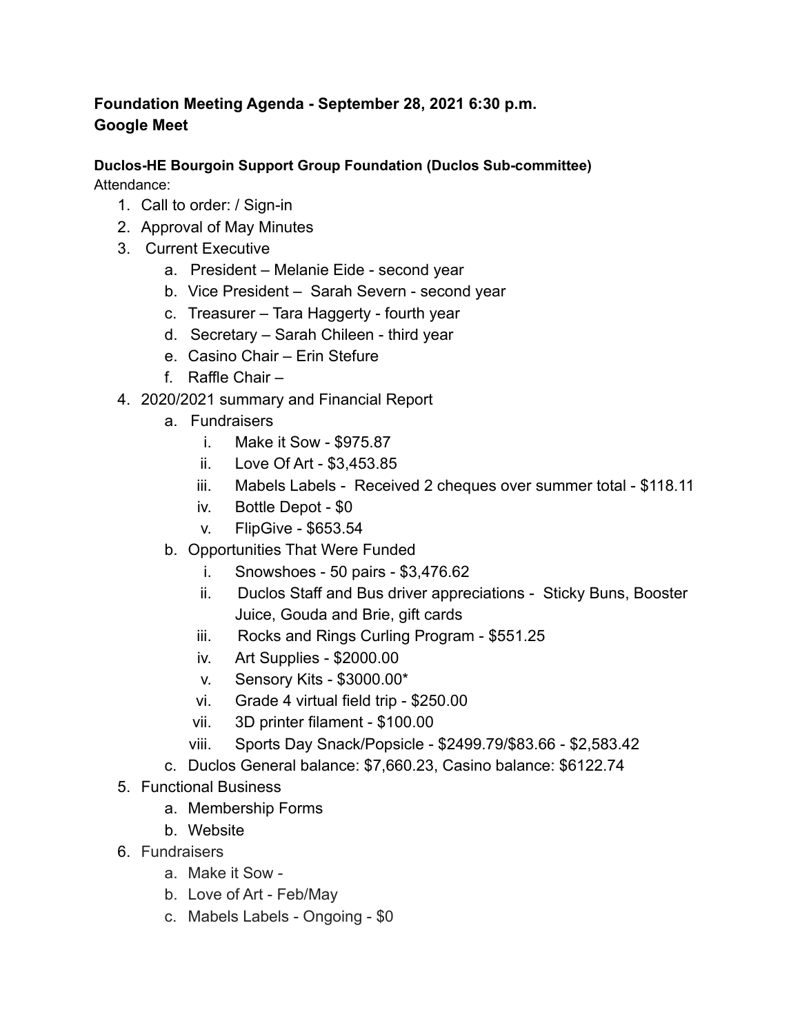**Foundation Meeting Agenda - September 28, 2021 6:30 p.m.**
**Google Meet**

**Duclos-HE Bourgoin Support Group Foundation (Duclos Sub-committee)**

Attendance:

1. Call to order: / Sign-in
2. Approval of May Minutes
3. Current Executive
    a. President – Melanie Eide - second year
    b. Vice President – Sarah Severn - second year
    c. Treasurer – Tara Haggerty - fourth year
    d. Secretary – Sarah Chileen - third year
    e. Casino Chair – Erin Stefure
    f. Raffle Chair –
4. 2020/2021 summary and Financial Report
    a. Fundraisers
        i. Make it Sow - $975.87
        ii. Love Of Art - $3,453.85
        iii. Mabels Labels - Received 2 cheques over summer total - $118.11
        iv. Bottle Depot - $0
        v. FlipGive - $653.54
    b. Opportunities That Were Funded
        i. Snowshoes - 50 pairs - $3,476.62
        ii. Duclos Staff and Bus driver appreciations - Sticky Buns, Booster Juice, Gouda and Brie, gift cards
        iii. Rocks and Rings Curling Program - $551.25
        iv. Art Supplies - $2000.00
        v. Sensory Kits - $3000.00*
        vi. Grade 4 virtual field trip - $250.00
        vii. 3D printer filament - $100.00
        viii. Sports Day Snack/Popsicle - $2499.79/$83.66 - $2,583.42
    c. Duclos General balance: $7,660.23, Casino balance: $6122.74
5. Functional Business
    a. Membership Forms
    b. Website
6. Fundraisers
    a. Make it Sow -
    b. Love of Art - Feb/May
    c. Mabels Labels - Ongoing - $0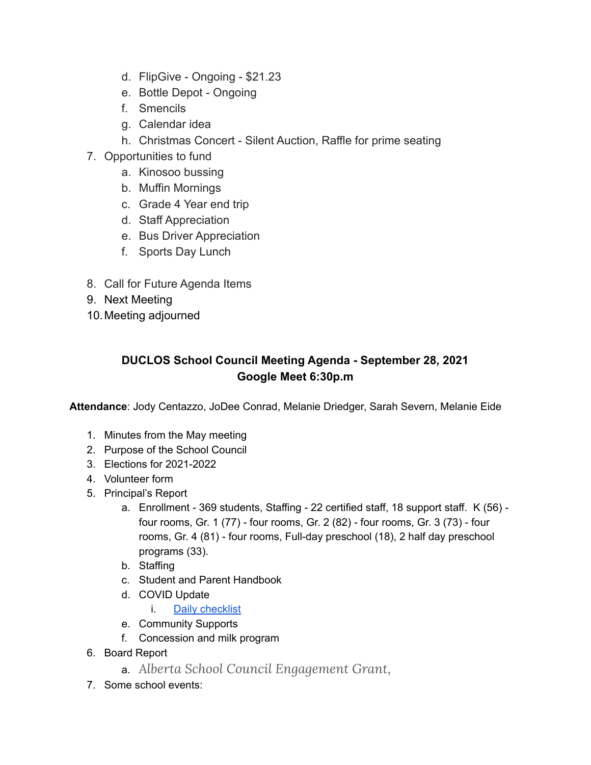d. FlipGive - Ongoing - $21.23
   e. Bottle Depot - Ongoing
   f. Smencils
   g. Calendar idea
   h. Christmas Concert - Silent Auction, Raffle for prime seating

7. Opportunities to fund
   a. Kinosoo bussing
   b. Muffin Mornings
   c. Grade 4 Year end trip
   d. Staff Appreciation
   e. Bus Driver Appreciation
   f. Sports Day Lunch

8. Call for Future Agenda Items
9. Next Meeting
10. Meeting adjourned

**DUCLOS School Council Meeting Agenda - September 28, 2021**
**Google Meet 6:30p.m**

**Attendance**: Jody Centazzo, JoDee Conrad, Melanie Driedger, Sarah Severn, Melanie Eide

1. Minutes from the May meeting
2. Purpose of the School Council
3. Elections for 2021-2022
4. Volunteer form
5. Principal's Report
   a. Enrollment - 369 students, Staffing - 22 certified staff, 18 support staff. K (56) - four rooms, Gr. 1 (77) - four rooms, Gr. 2 (82) - four rooms, Gr. 3 (73) - four rooms, Gr. 4 (81) - four rooms, Full-day preschool (18), 2 half day preschool programs (33).
   b. Staffing
   c. Student and Parent Handbook
   d. COVID Update
      i. Daily checklist
   e. Community Supports
   f. Concession and milk program
6. Board Report
   a. *Alberta School Council Engagement Grant,*
7. Some school events: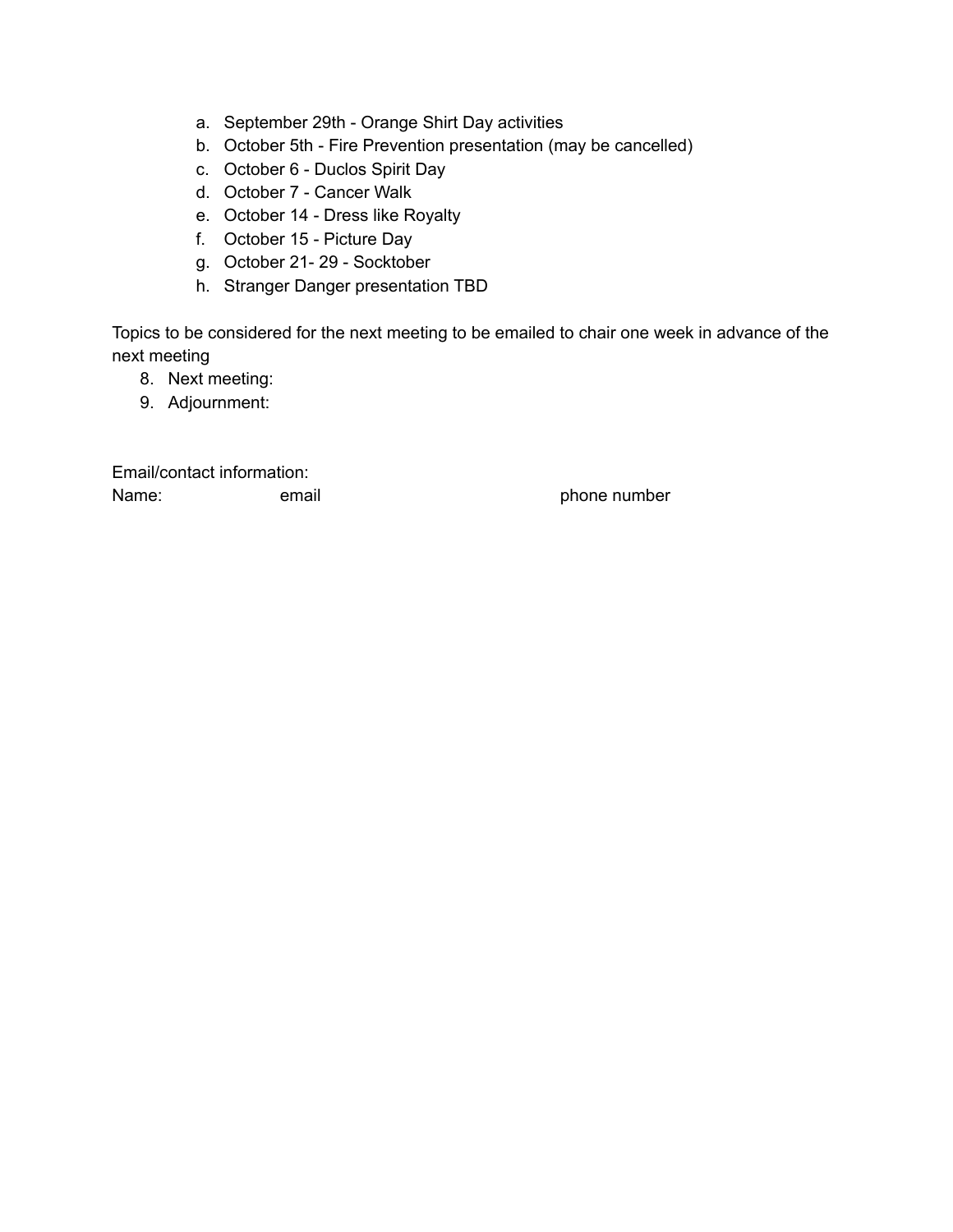a. September 29th - Orange Shirt Day activities
b. October 5th - Fire Prevention presentation (may be cancelled)
c. October 6 - Duclos Spirit Day
d. October 7 - Cancer Walk
e. October 14 - Dress like Royalty
f. October 15 - Picture Day
g. October 21- 29 - Socktober
h. Stranger Danger presentation TBD

Topics to be considered for the next meeting to be emailed to chair one week in advance of the next meeting

8. Next meeting:
9. Adjournment:

Email/contact information:

| | | |
|---|---|---|
| Name: | email | phone number |